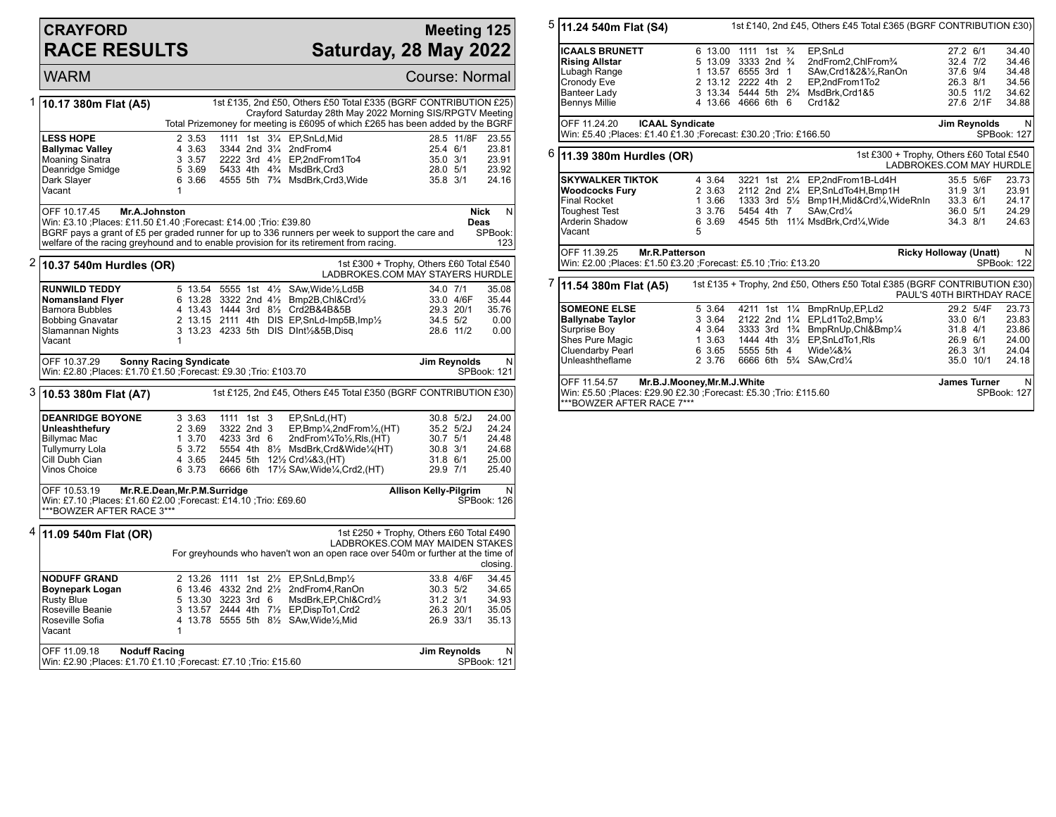# CRAYFORD RACE RESULTS

## Meeting 125 — Saturday, 28 May 2022

WARM — Course: Normal

### 1 — 10.17 380m Flat (A5)

1st £135, 2nd £50, Others £50 Total £335 (BGRF CONTRIBUTION £25)
Crayford Saturday 28th May 2022 Morning SIS/RPGTV Meeting
Total Prizemoney for meeting is £6095 of which £265 has been added by the BGRF

| Greyhound | Trap | Split | Sectionals | Pos | Dist | Remarks | Wt | SP | Time |
|---|---|---|---|---|---|---|---|---|---|
| **LESS HOPE** | 2 | 3.53 | 1111 | 1st | 3¼ | EP,SnLd,Mid | 28.5 | 11/8F | 23.55 |
| **Ballymac Valley** | 4 | 3.63 | 3344 | 2nd | 3¼ | 2ndFrom4 | 25.4 | 6/1 | 23.81 |
| Moaning Sinatra | 3 | 3.57 | 2222 | 3rd | 4½ | EP,2ndFrom1To4 | 35.0 | 3/1 | 23.91 |
| Deanridge Smidge | 5 | 3.69 | 5433 | 4th | 4¾ | MsdBrk,Crd3 | 28.0 | 5/1 | 23.92 |
| Dark Slayer | 6 | 3.66 | 4555 | 5th | 7¾ | MsdBrk,Crd3,Wide | 35.8 | 3/1 | 24.16 |
| Vacant | 1 | | | | | | | | |

OFF 10.17.45 **Mr.A.Johnston** — **Nick Deas** N
Win: £3.10 ;Places: £11.50 £1.40 ;Forecast: £14.00 ;Trio: £39.80
BGRF pays a grant of £5 per graded runner for up to 336 runners per week to support the care and welfare of the racing greyhound and to enable provision for its retirement from racing. SPBook: 123

### 2 — 10.37 540m Hurdles (OR)

1st £300 + Trophy, Others £60 Total £540
LADBROKES.COM MAY STAYERS HURDLE

| Greyhound | Trap | Split | Sectionals | Pos | Dist | Remarks | Wt | SP | Time |
|---|---|---|---|---|---|---|---|---|---|
| **RUNWILD TEDDY** | 5 | 13.54 | 5555 | 1st | 4½ | SAw,Wide½,Ld5B | 34.0 | 7/1 | 35.08 |
| **Nomansland Flyer** | 6 | 13.28 | 3322 | 2nd | 4½ | Bmp2B,Chl&Crd½ | 33.0 | 4/6F | 35.44 |
| Barnora Bubbles | 4 | 13.43 | 1444 | 3rd | 8½ | Crd2B&4B&5B | 29.3 | 20/1 | 35.76 |
| Bobbing Gnavatar | 2 | 13.15 | 2111 | 4th | DIS | EP,SnLd-Imp5B,Imp½ | 34.5 | 5/2 | 0.00 |
| Slamannan Nights | 3 | 13.23 | 4233 | 5th | DIS | DInt½&5B,Disq | 28.6 | 11/2 | 0.00 |
| Vacant | 1 | | | | | | | | |

OFF 10.37.29 **Sonny Racing Syndicate** — **Jim Reynolds** N
Win: £2.80 ;Places: £1.70 £1.50 ;Forecast: £9.30 ;Trio: £103.70 — SPBook: 121

### 3 — 10.53 380m Flat (A7)

1st £125, 2nd £45, Others £45 Total £350 (BGRF CONTRIBUTION £30)

| Greyhound | Trap | Split | Sectionals | Pos | Dist | Remarks | Wt | SP | Time |
|---|---|---|---|---|---|---|---|---|---|
| **DEANRIDGE BOYONE** | 3 | 3.63 | 1111 | 1st | 3 | EP,SnLd,(HT) | 30.8 | 5/2J | 24.00 |
| **Unleashthefury** | 2 | 3.69 | 3322 | 2nd | 3 | EP,Bmp¼,2ndFrom½,(HT) | 35.2 | 5/2J | 24.24 |
| Billymac Mac | 1 | 3.70 | 4233 | 3rd | 6 | 2ndFrom¼To½,Rls,(HT) | 30.7 | 5/1 | 24.48 |
| Tullymurry Lola | 5 | 3.72 | 5554 | 4th | 8½ | MsdBrk,Crd&Wide¼(HT) | 30.8 | 3/1 | 24.68 |
| Cill Dubh Cian | 4 | 3.65 | 2445 | 5th | 12½ | Crd¼&3,(HT) | 31.8 | 6/1 | 25.00 |
| Vinos Choice | 6 | 3.73 | 6666 | 6th | 17½ | SAw,Wide¼,Crd2,(HT) | 29.9 | 7/1 | 25.40 |

OFF 10.53.19 **Mr.R.E.Dean,Mr.P.M.Surridge** — **Allison Kelly-Pilgrim** N
Win: £7.10 ;Places: £1.60 £2.00 ;Forecast: £14.10 ;Trio: £69.60 — SPBook: 126
***BOWZER AFTER RACE 3***

### 4 — 11.09 540m Flat (OR)

1st £250 + Trophy, Others £60 Total £490
LADBROKES.COM MAY MAIDEN STAKES
For greyhounds who haven't won an open race over 540m or further at the time of closing.

| Greyhound | Trap | Split | Sectionals | Pos | Dist | Remarks | Wt | SP | Time |
|---|---|---|---|---|---|---|---|---|---|
| **NODUFF GRAND** | 2 | 13.26 | 1111 | 1st | 2½ | EP,SnLd,Bmp½ | 33.8 | 4/6F | 34.45 |
| **Boynepark Logan** | 6 | 13.46 | 4332 | 2nd | 2½ | 2ndFrom4,RanOn | 30.3 | 5/2 | 34.65 |
| Rusty Blue | 5 | 13.30 | 3223 | 3rd | 6 | MsdBrk,EP,Chl&Crd½ | 31.2 | 3/1 | 34.93 |
| Roseville Beanie | 3 | 13.57 | 2444 | 4th | 7½ | EP,DispTo1,Crd2 | 26.3 | 20/1 | 35.05 |
| Roseville Sofia | 4 | 13.78 | 5555 | 5th | 8½ | SAw,Wide½,Mid | 26.9 | 33/1 | 35.13 |
| Vacant | 1 | | | | | | | | |

OFF 11.09.18 **Noduff Racing** — **Jim Reynolds** N
Win: £2.90 ;Places: £1.70 £1.10 ;Forecast: £7.10 ;Trio: £15.60 — SPBook: 121

### 5 — 11.24 540m Flat (S4)

1st £140, 2nd £45, Others £45 Total £365 (BGRF CONTRIBUTION £30)

| Greyhound | Trap | Split | Sectionals | Pos | Dist | Remarks | Wt | SP | Time |
|---|---|---|---|---|---|---|---|---|---|
| **ICAALS BRUNETT** | 6 | 13.00 | 1111 | 1st | ¾ | EP,SnLd | 27.2 | 6/1 | 34.40 |
| **Rising Allstar** | 5 | 13.09 | 3333 | 2nd | ¾ | 2ndFrom2,ChlFrom¾ | 32.4 | 7/2 | 34.46 |
| Lubagh Range | 1 | 13.57 | 6555 | 3rd | 1 | SAw,Crd1&2&½,RanOn | 37.6 | 9/4 | 34.48 |
| Cronody Eve | 2 | 13.12 | 2222 | 4th | 2 | EP,2ndFrom1To2 | 26.3 | 8/1 | 34.56 |
| Banteer Lady | 3 | 13.34 | 5444 | 5th | 2¾ | MsdBrk,Crd1&5 | 30.5 | 11/2 | 34.62 |
| Bennys Millie | 4 | 13.66 | 4666 | 6th | 6 | Crd1&2 | 27.6 | 2/1F | 34.88 |

OFF 11.24.20 **ICAAL Syndicate** — **Jim Reynolds** N
Win: £5.40 ;Places: £1.40 £1.30 ;Forecast: £30.20 ;Trio: £166.50 — SPBook: 127

### 6 — 11.39 380m Hurdles (OR)

1st £300 + Trophy, Others £60 Total £540
LADBROKES.COM MAY HURDLE

| Greyhound | Trap | Split | Sectionals | Pos | Dist | Remarks | Wt | SP | Time |
|---|---|---|---|---|---|---|---|---|---|
| **SKYWALKER TIKTOK** | 4 | 3.64 | 3221 | 1st | 2¼ | EP,2ndFrom1B-Ld4H | 35.5 | 5/6F | 23.73 |
| **Woodcocks Fury** | 2 | 3.63 | 2112 | 2nd | 2¼ | EP,SnLdTo4H,Bmp1H | 31.9 | 3/1 | 23.91 |
| Final Rocket | 1 | 3.66 | 1333 | 3rd | 5½ | Bmp1H,Mid&Crd¼,WideRnIn | 33.3 | 6/1 | 24.17 |
| Toughest Test | 3 | 3.76 | 5454 | 4th | 7 | SAw,Crd¼ | 36.0 | 5/1 | 24.29 |
| Arderin Shadow | 6 | 3.69 | 4545 | 5th | 11¼ | MsdBrk,Crd¼,Wide | 34.3 | 8/1 | 24.63 |
| Vacant | 5 | | | | | | | | |

OFF 11.39.25 **Mr.R.Patterson** — **Ricky Holloway (Unatt)** N
Win: £2.00 ;Places: £1.50 £3.20 ;Forecast: £5.10 ;Trio: £13.20 — SPBook: 122

### 7 — 11.54 380m Flat (A5)

1st £135 + Trophy, 2nd £50, Others £50 Total £385 (BGRF CONTRIBUTION £30)
PAUL'S 40TH BIRTHDAY RACE

| Greyhound | Trap | Split | Sectionals | Pos | Dist | Remarks | Wt | SP | Time |
|---|---|---|---|---|---|---|---|---|---|
| **SOMEONE ELSE** | 5 | 3.64 | 4211 | 1st | 1¼ | BmpRnUp,EP,Ld2 | 29.2 | 5/4F | 23.73 |
| **Ballynabe Taylor** | 3 | 3.64 | 2122 | 2nd | 1¼ | EP,Ld1To2,Bmp¼ | 33.0 | 6/1 | 23.83 |
| Surprise Boy | 4 | 3.64 | 3333 | 3rd | 1¾ | BmpRnUp,Chl&Bmp¼ | 31.8 | 4/1 | 23.86 |
| Shes Pure Magic | 1 | 3.63 | 1444 | 4th | 3½ | EP,SnLdTo1,Rls | 26.9 | 6/1 | 24.00 |
| Cluendarby Pearl | 6 | 3.65 | 5555 | 5th | 4 | Wide¼&¾ | 26.3 | 3/1 | 24.04 |
| Unleashtheflame | 2 | 3.76 | 6666 | 6th | 5¾ | SAw,Crd¼ | 35.0 | 10/1 | 24.18 |

OFF 11.54.57 **Mr.B.J.Mooney,Mr.M.J.White** — **James Turner** N
Win: £5.50 ;Places: £29.90 £2.30 ;Forecast: £5.30 ;Trio: £115.60 — SPBook: 127
***BOWZER AFTER RACE 7***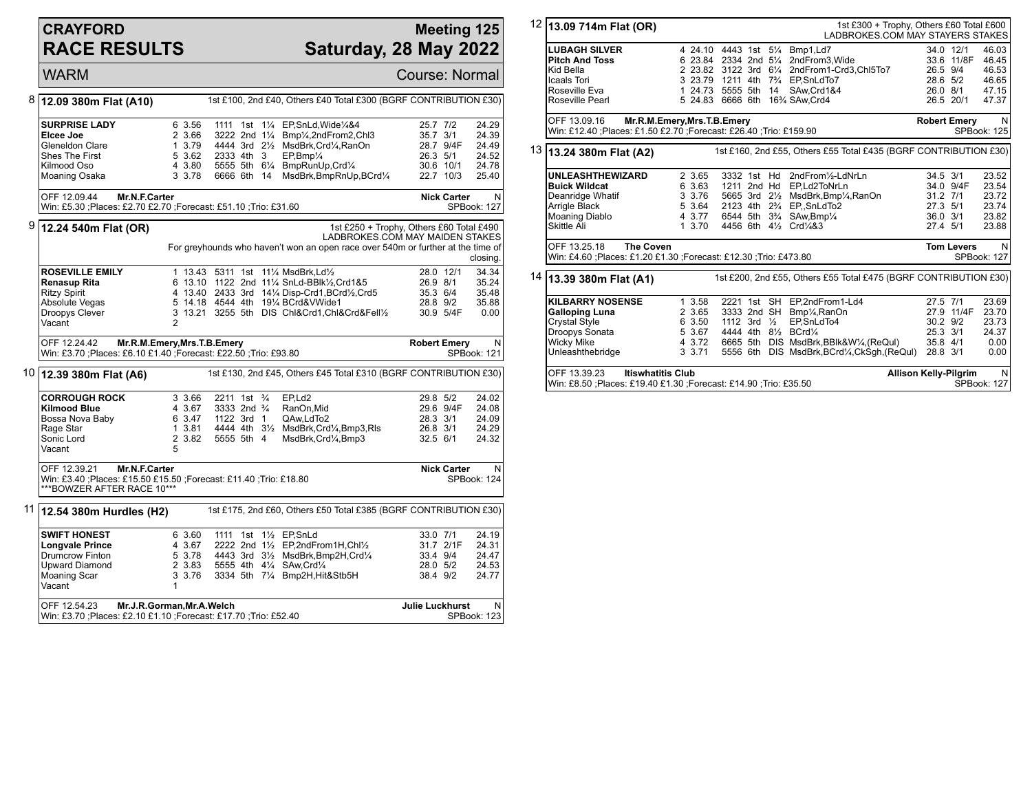# CRAYFORD RACE RESULTS

**Meeting 125**
**Saturday, 28 May 2022**

WARM — Course: Normal

## 8 — 12.09 380m Flat (A10)

1st £100, 2nd £40, Others £40 Total £300 (BGRF CONTRIBUTION £30)

| | | | | | | | | | | |
|---|---|---|---|---|---|---|---|---|---|---|
| **SURPRISE LADY** | 6 | 3.56 | 1111 | 1st | 1¼ | EP,SnLd,Wide¼&4 | 25.7 | 7/2 | 24.29 |
| **Elcee Joe** | 2 | 3.66 | 3222 | 2nd | 1¼ | Bmp¼,2ndFrom2,Chl3 | 35.7 | 3/1 | 24.39 |
| Gleneldon Clare | 1 | 3.79 | 4444 | 3rd | 2½ | MsdBrk,Crd¼,RanOn | 28.7 | 9/4F | 24.49 |
| Shes The First | 5 | 3.62 | 2333 | 4th | 3 | EP,Bmp¼ | 26.3 | 5/1 | 24.52 |
| Kilmood Oso | 4 | 3.80 | 5555 | 5th | 6¼ | BmpRunUp,Crd¼ | 30.6 | 10/1 | 24.78 |
| Moaning Osaka | 3 | 3.78 | 6666 | 6th | 14 | MsdBrk,BmpRnUp,BCrd¼ | 22.7 | 10/3 | 25.40 |

OFF 12.09.44 **Mr.N.F.Carter** — **Nick Carter** N
Win: £5.30 ;Places: £2.70 £2.70 ;Forecast: £51.10 ;Trio: £31.60 — SPBook: 127

## 9 — 12.24 540m Flat (OR)

1st £250 + Trophy, Others £60 Total £490
LADBROKES.COM MAY MAIDEN STAKES
For greyhounds who haven't won an open race over 540m or further at the time of closing.

| | | | | | | | | | |
|---|---|---|---|---|---|---|---|---|---|
| **ROSEVILLE EMILY** | 1 | 13.43 | 5311 | 1st | 11¼ | MsdBrk,Ld½ | 28.0 | 12/1 | 34.34 |
| **Renasup Rita** | 6 | 13.10 | 1122 | 2nd | 11¼ | SnLd-BBlk½,Crd1&5 | 26.9 | 8/1 | 35.24 |
| Ritzy Spirit | 4 | 13.40 | 2433 | 3rd | 14¼ | Disp-Crd1,BCrd½,Crd5 | 35.3 | 6/4 | 35.48 |
| Absolute Vegas | 5 | 14.18 | 4544 | 4th | 19¼ | BCrd&VWide1 | 28.8 | 9/2 | 35.88 |
| Droopys Clever | 3 | 13.21 | 3255 | 5th | DIS | Chl&Crd1,Chl&Crd&Fell½ | 30.9 | 5/4F | 0.00 |
| Vacant | 2 | | | | | | | | |

OFF 12.24.42 **Mr.R.M.Emery,Mrs.T.B.Emery** — **Robert Emery** N
Win: £3.70 ;Places: £6.10 £1.40 ;Forecast: £22.50 ;Trio: £93.80 — SPBook: 121

## 10 — 12.39 380m Flat (A6)

1st £130, 2nd £45, Others £45 Total £310 (BGRF CONTRIBUTION £30)

| | | | | | | | | | |
|---|---|---|---|---|---|---|---|---|---|
| **CORROUGH ROCK** | 3 | 3.66 | 2211 | 1st | ¾ | EP,Ld2 | 29.8 | 5/2 | 24.02 |
| **Kilmood Blue** | 4 | 3.67 | 3333 | 2nd | ¾ | RanOn,Mid | 29.6 | 9/4F | 24.08 |
| Bossa Nova Baby | 6 | 3.47 | 1122 | 3rd | 1 | QAw,LdTo2 | 28.3 | 3/1 | 24.09 |
| Rage Star | 1 | 3.81 | 4444 | 4th | 3½ | MsdBrk,Crd¼,Bmp3,Rls | 26.8 | 3/1 | 24.29 |
| Sonic Lord | 2 | 3.82 | 5555 | 5th | 4 | MsdBrk,Crd¼,Bmp3 | 32.5 | 6/1 | 24.32 |
| Vacant | 5 | | | | | | | | |

OFF 12.39.21 **Mr.N.F.Carter** — **Nick Carter** N
Win: £3.40 ;Places: £15.50 £15.50 ;Forecast: £11.40 ;Trio: £18.80 — SPBook: 124
***BOWZER AFTER RACE 10***

## 11 — 12.54 380m Hurdles (H2)

1st £175, 2nd £60, Others £50 Total £385 (BGRF CONTRIBUTION £30)

| | | | | | | | | | |
|---|---|---|---|---|---|---|---|---|---|
| **SWIFT HONEST** | 6 | 3.60 | 1111 | 1st | 1½ | EP,SnLd | 33.0 | 7/1 | 24.19 |
| **Longvale Prince** | 4 | 3.67 | 2222 | 2nd | 1½ | EP,2ndFrom1H,Chl½ | 31.7 | 2/1F | 24.31 |
| Drumcrow Finton | 5 | 3.78 | 4443 | 3rd | 3½ | MsdBrk,Bmp2H,Crd¼ | 33.4 | 9/4 | 24.47 |
| Upward Diamond | 2 | 3.83 | 5555 | 4th | 4¼ | SAw,Crd¼ | 28.0 | 5/2 | 24.53 |
| Moaning Scar | 3 | 3.76 | 3334 | 5th | 7¼ | Bmp2H,Hit&Stb5H | 38.4 | 9/2 | 24.77 |
| Vacant | 1 | | | | | | | | |

OFF 12.54.23 **Mr.J.R.Gorman,Mr.A.Welch** — **Julie Luckhurst** N
Win: £3.70 ;Places: £2.10 £1.10 ;Forecast: £17.70 ;Trio: £52.40 — SPBook: 123

## 12 — 13.09 714m Flat (OR)

1st £300 + Trophy, Others £60 Total £600
LADBROKES.COM MAY STAYERS STAKES

| | | | | | | | | | |
|---|---|---|---|---|---|---|---|---|---|
| **LUBAGH SILVER** | 4 | 24.10 | 4443 | 1st | 5¼ | Bmp1,Ld7 | 34.0 | 12/1 | 46.03 |
| **Pitch And Toss** | 6 | 23.84 | 2334 | 2nd | 5¼ | 2ndFrom3,Wide | 33.6 | 11/8F | 46.45 |
| Kid Bella | 2 | 23.82 | 3122 | 3rd | 6¼ | 2ndFrom1-Crd3,Chl5To7 | 26.5 | 9/4 | 46.53 |
| Icaals Tori | 3 | 23.79 | 1211 | 4th | 7¾ | EP,SnLdTo7 | 28.6 | 5/2 | 46.65 |
| Roseville Eva | 1 | 24.73 | 5555 | 5th | 14 | SAw,Crd1&4 | 26.0 | 8/1 | 47.15 |
| Roseville Pearl | 5 | 24.83 | 6666 | 6th | 16¾ | SAw,Crd4 | 26.5 | 20/1 | 47.37 |

OFF 13.09.16 **Mr.R.M.Emery,Mrs.T.B.Emery** — **Robert Emery** N
Win: £12.40 ;Places: £1.50 £2.70 ;Forecast: £26.40 ;Trio: £159.90 — SPBook: 125

## 13 — 13.24 380m Flat (A2)

1st £160, 2nd £55, Others £55 Total £435 (BGRF CONTRIBUTION £30)

| | | | | | | | | | |
|---|---|---|---|---|---|---|---|---|---|
| **UNLEASHTHEWIZARD** | 2 | 3.65 | 3332 | 1st | Hd | 2ndFrom½-LdNrLn | 34.5 | 3/1 | 23.52 |
| **Buick Wildcat** | 6 | 3.63 | 1211 | 2nd | Hd | EP,Ld2ToNrLn | 34.0 | 9/4F | 23.54 |
| Deanridge Whatif | 3 | 3.76 | 5665 | 3rd | 2½ | MsdBrk,Bmp¼,RanOn | 31.2 | 7/1 | 23.72 |
| Arrigle Black | 5 | 3.64 | 2123 | 4th | 2¾ | EP,,SnLdTo2 | 27.3 | 5/1 | 23.74 |
| Moaning Diablo | 4 | 3.77 | 6544 | 5th | 3¾ | SAw,Bmp¼ | 36.0 | 3/1 | 23.82 |
| Skittle Ali | 1 | 3.70 | 4456 | 6th | 4½ | Crd¼&3 | 27.4 | 5/1 | 23.88 |

OFF 13.25.18 **The Coven** — **Tom Levers** N
Win: £4.60 ;Places: £1.20 £1.30 ;Forecast: £12.30 ;Trio: £473.80 — SPBook: 127

## 14 — 13.39 380m Flat (A1)

1st £200, 2nd £55, Others £55 Total £475 (BGRF CONTRIBUTION £30)

| | | | | | | | | | |
|---|---|---|---|---|---|---|---|---|---|
| **KILBARRY NOSENSE** | 1 | 3.58 | 2221 | 1st | SH | EP,2ndFrom1-Ld4 | 27.5 | 7/1 | 23.69 |
| **Galloping Luna** | 2 | 3.65 | 3333 | 2nd | SH | Bmp¼,RanOn | 27.9 | 11/4F | 23.70 |
| Crystal Style | 6 | 3.50 | 1112 | 3rd | ½ | EP,SnLdTo4 | 30.2 | 9/2 | 23.73 |
| Droopys Sonata | 5 | 3.67 | 4444 | 4th | 8½ | BCrd¼ | 25.3 | 3/1 | 24.37 |
| Wicky Mike | 4 | 3.72 | 6665 | 5th | DIS | MsdBrk,BBlk&W¼,(ReQul) | 35.8 | 4/1 | 0.00 |
| Unleashthebridge | 3 | 3.71 | 5556 | 6th | DIS | MsdBrk,BCrd¼,CkSgh,(ReQul) | 28.8 | 3/1 | 0.00 |

OFF 13.39.23 **Itiswhatitis Club** — **Allison Kelly-Pilgrim** N
Win: £8.50 ;Places: £19.40 £1.30 ;Forecast: £14.90 ;Trio: £35.50 — SPBook: 127